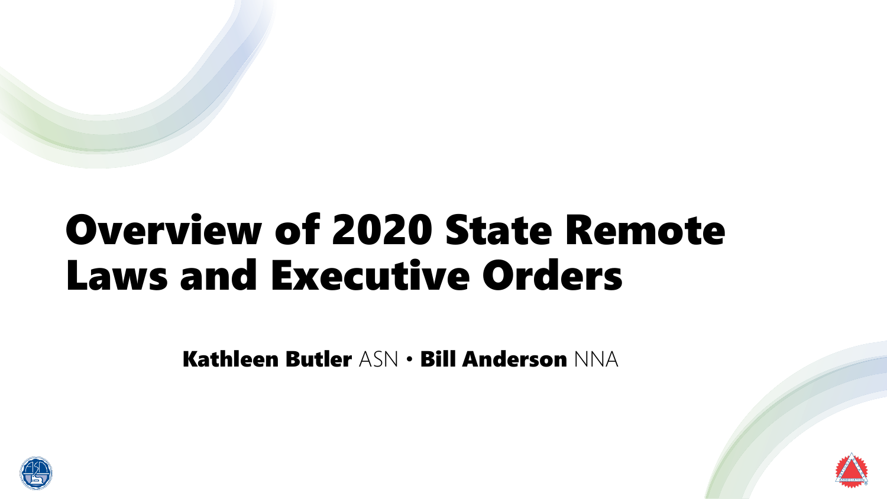# Overview of 2020 State Remote Laws and Executive Orders

**Kathleen Butler** ASN • **Bill Anderson** NNA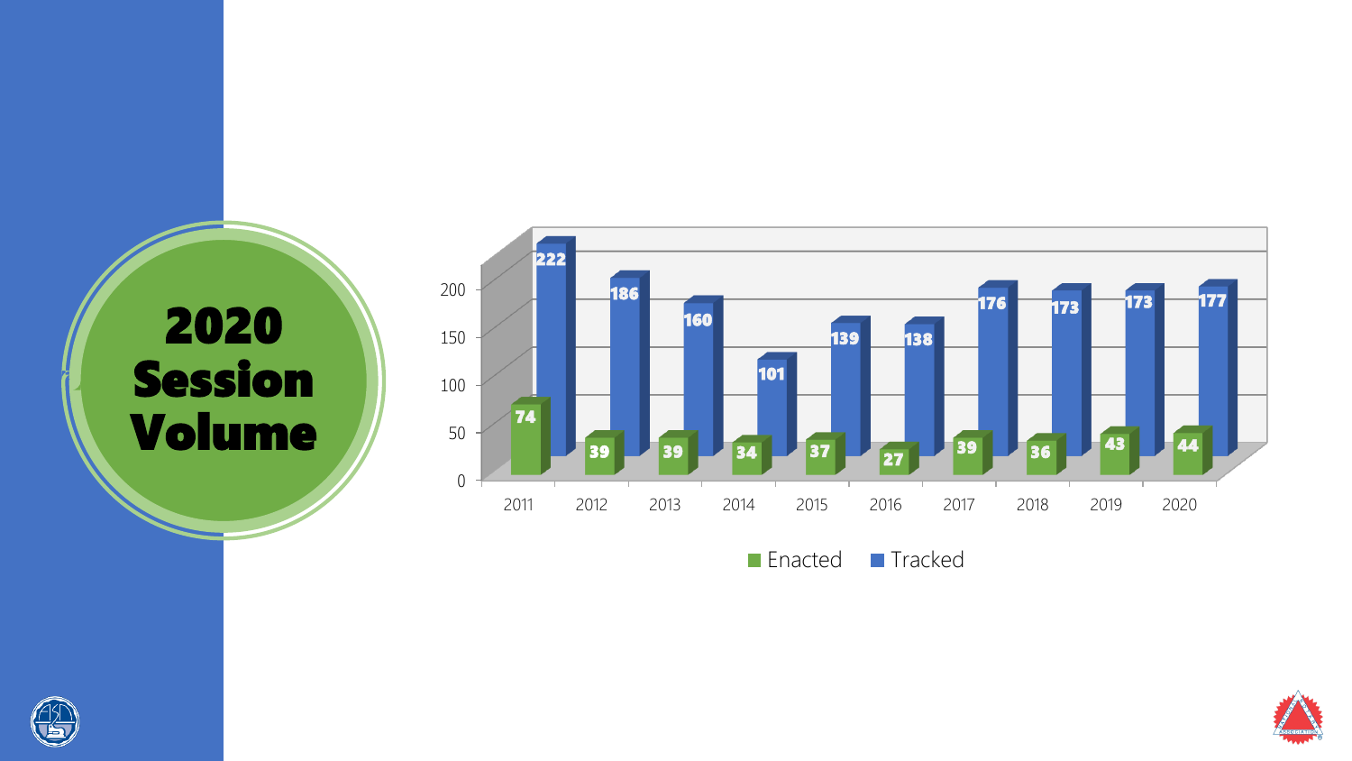# 2020 Session Volume

| Year | Enacted | Tracked |
|---|---|---|
| 2011 | 74 | 222 |
| 2012 | 39 | 186 |
| 2013 | 39 | 160 |
| 2014 | 34 | 101 |
| 2015 | 37 | 139 |
| 2016 | 27 | 138 |
| 2017 | 39 | 176 |
| 2018 | 36 | 173 |
| 2019 | 43 | 173 |
| 2020 | 44 | 177 |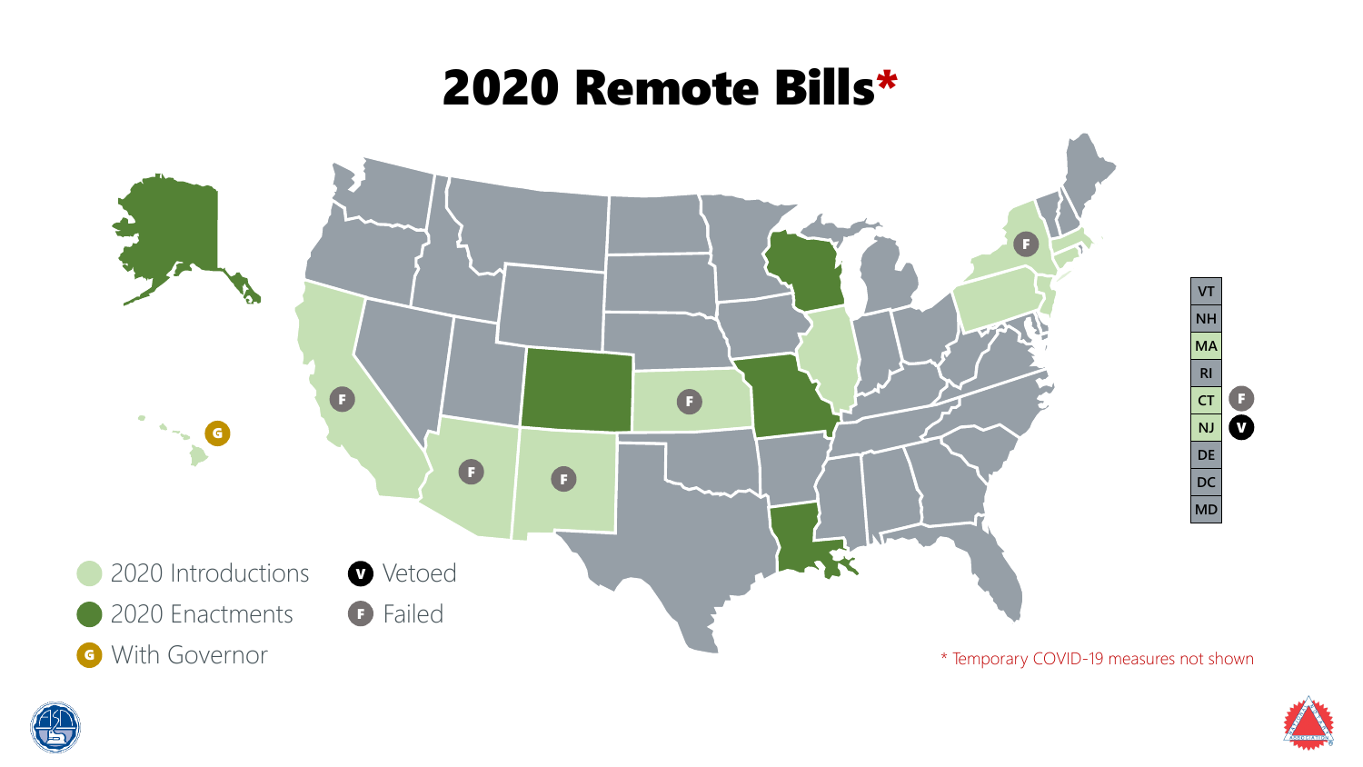# 2020 Remote Bills*

| |
|---|
| VT |
| NH |
| MA |
| RI |
| CT F |
| NJ V |
| DE |
| DC |
| MD |

- 2020 Introductions
- 2020 Enactments
- G With Governor
- V Vetoed
- F Failed

* Temporary COVID-19 measures not shown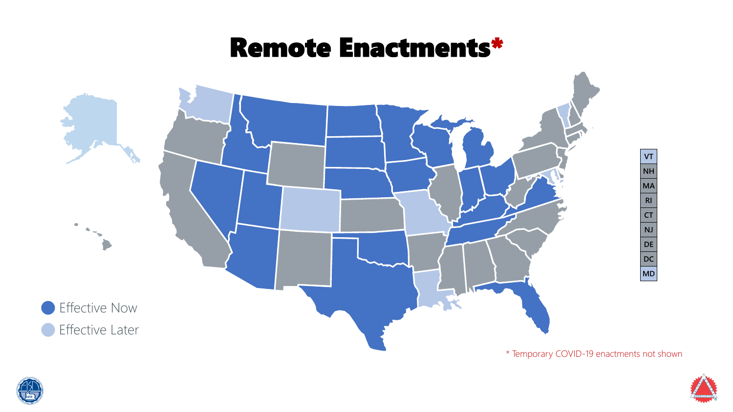# Remote Enactments*

| VT |
|---|
| NH |
| MA |
| RI |
| CT |
| NJ |
| DE |
| DC |
| MD |

Effective Now

Effective Later

* Temporary COVID-19 enactments not shown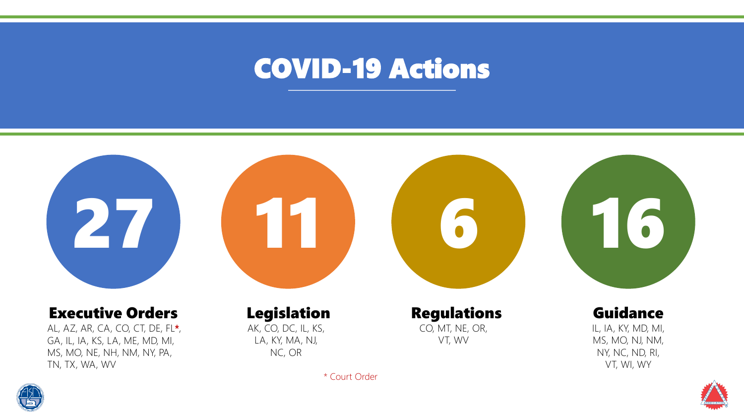# COVID-19 Actions

## 27

### Executive Orders

AL, AZ, AR, CA, CO, CT, DE, FL*, GA, IL, IA, KS, LA, ME, MD, MI, MS, MO, NE, NH, NM, NY, PA, TN, TX, WA, WV

## 11

### Legislation

AK, CO, DC, IL, KS, LA, KY, MA, NJ, NC, OR

## 6

### Regulations

CO, MT, NE, OR, VT, WV

## 16

### Guidance

IL, IA, KY, MD, MI, MS, MO, NJ, NM, NY, NC, ND, RI, VT, WI, WY

* Court Order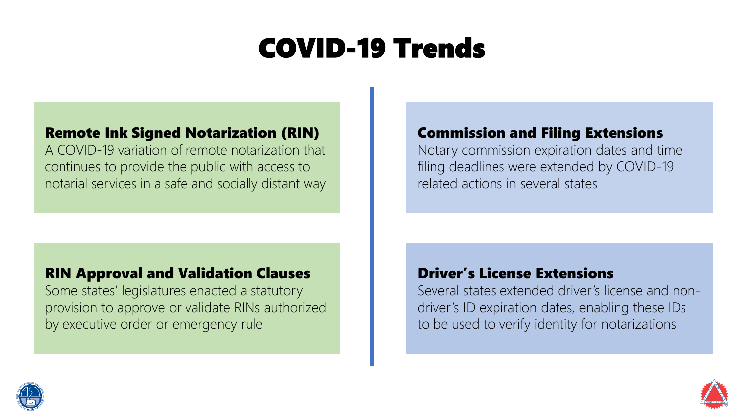# COVID-19 Trends

### Remote Ink Signed Notarization (RIN)

A COVID-19 variation of remote notarization that continues to provide the public with access to notarial services in a safe and socially distant way

### RIN Approval and Validation Clauses

Some states' legislatures enacted a statutory provision to approve or validate RINs authorized by executive order or emergency rule

### Commission and Filing Extensions

Notary commission expiration dates and time filing deadlines were extended by COVID-19 related actions in several states

### Driver's License Extensions

Several states extended driver's license and non-driver's ID expiration dates, enabling these IDs to be used to verify identity for notarizations